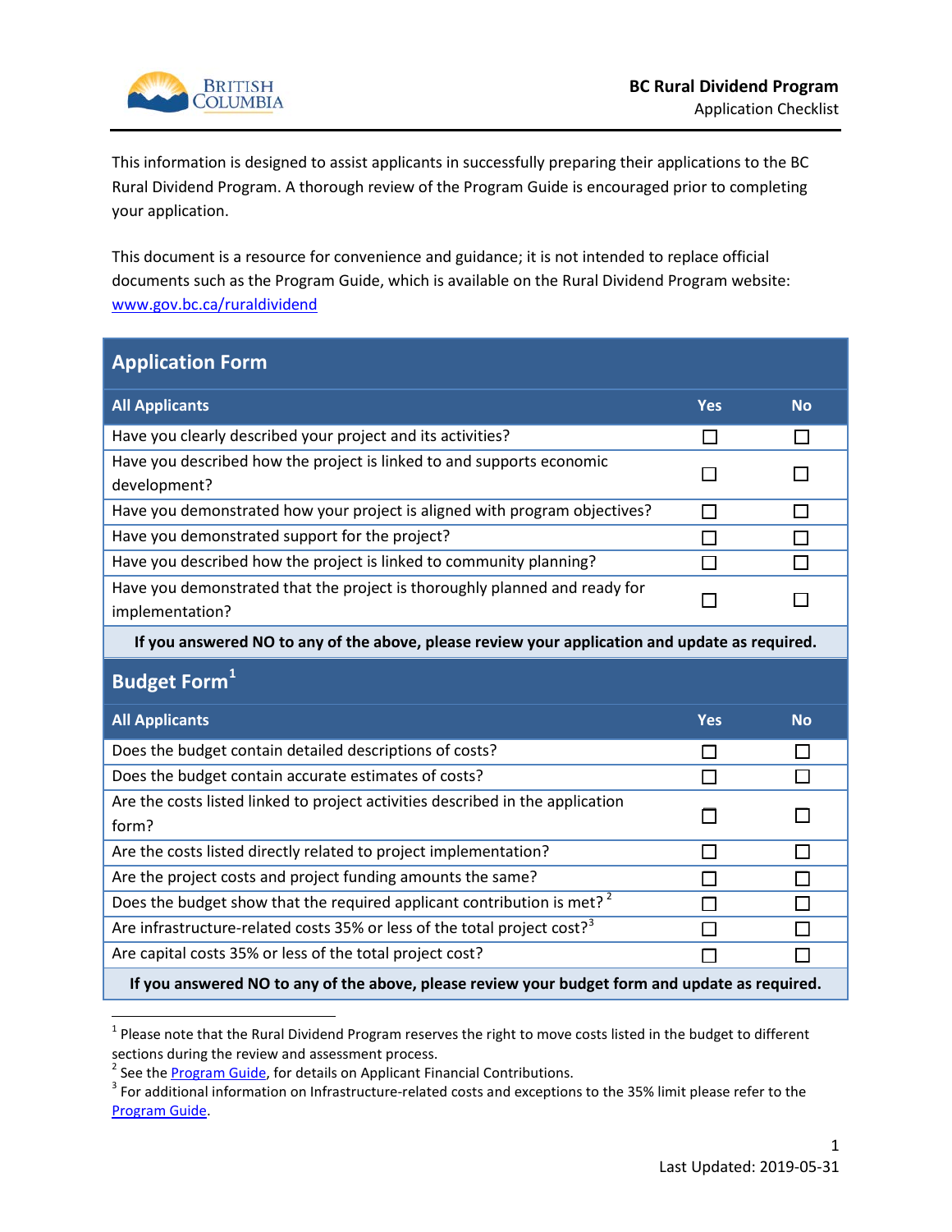# BC Rural Dividend Program

Application Checklist

This information is designed to assist applicants in successfully preparing their applications to the BC Rural Dividend Program. A thorough review of the Program Guide is encouraged prior to completing your application.

This document is a resource for convenience and guidance; it is not intended to replace official documents such as the Program Guide, which is available on the Rural Dividend Program website: www.gov.bc.ca/ruraldividend

## Application Form

| All Applicants | Yes | No |
|---|---|---|
| Have you clearly described your project and its activities? | ☐ | ☐ |
| Have you described how the project is linked to and supports economic development? | ☐ | ☐ |
| Have you demonstrated how your project is aligned with program objectives? | ☐ | ☐ |
| Have you demonstrated support for the project? | ☐ | ☐ |
| Have you described how the project is linked to community planning? | ☐ | ☐ |
| Have you demonstrated that the project is thoroughly planned and ready for implementation? | ☐ | ☐ |
| **If you answered NO to any of the above, please review your application and update as required.** | | |

## Budget Form[1]

| All Applicants | Yes | No |
|---|---|---|
| Does the budget contain detailed descriptions of costs? | ☐ | ☐ |
| Does the budget contain accurate estimates of costs? | ☐ | ☐ |
| Are the costs listed linked to project activities described in the application form? | ☐ | ☐ |
| Are the costs listed directly related to project implementation? | ☐ | ☐ |
| Are the project costs and project funding amounts the same? | ☐ | ☐ |
| Does the budget show that the required applicant contribution is met?[2] | ☐ | ☐ |
| Are infrastructure-related costs 35% or less of the total project cost?[3] | ☐ | ☐ |
| Are capital costs 35% or less of the total project cost? | ☐ | ☐ |
| **If you answered NO to any of the above, please review your budget form and update as required.** | | |

[1] Please note that the Rural Dividend Program reserves the right to move costs listed in the budget to different sections during the review and assessment process.

[2] See the Program Guide, for details on Applicant Financial Contributions.

[3] For additional information on Infrastructure-related costs and exceptions to the 35% limit please refer to the Program Guide.

Last Updated: 2019-05-31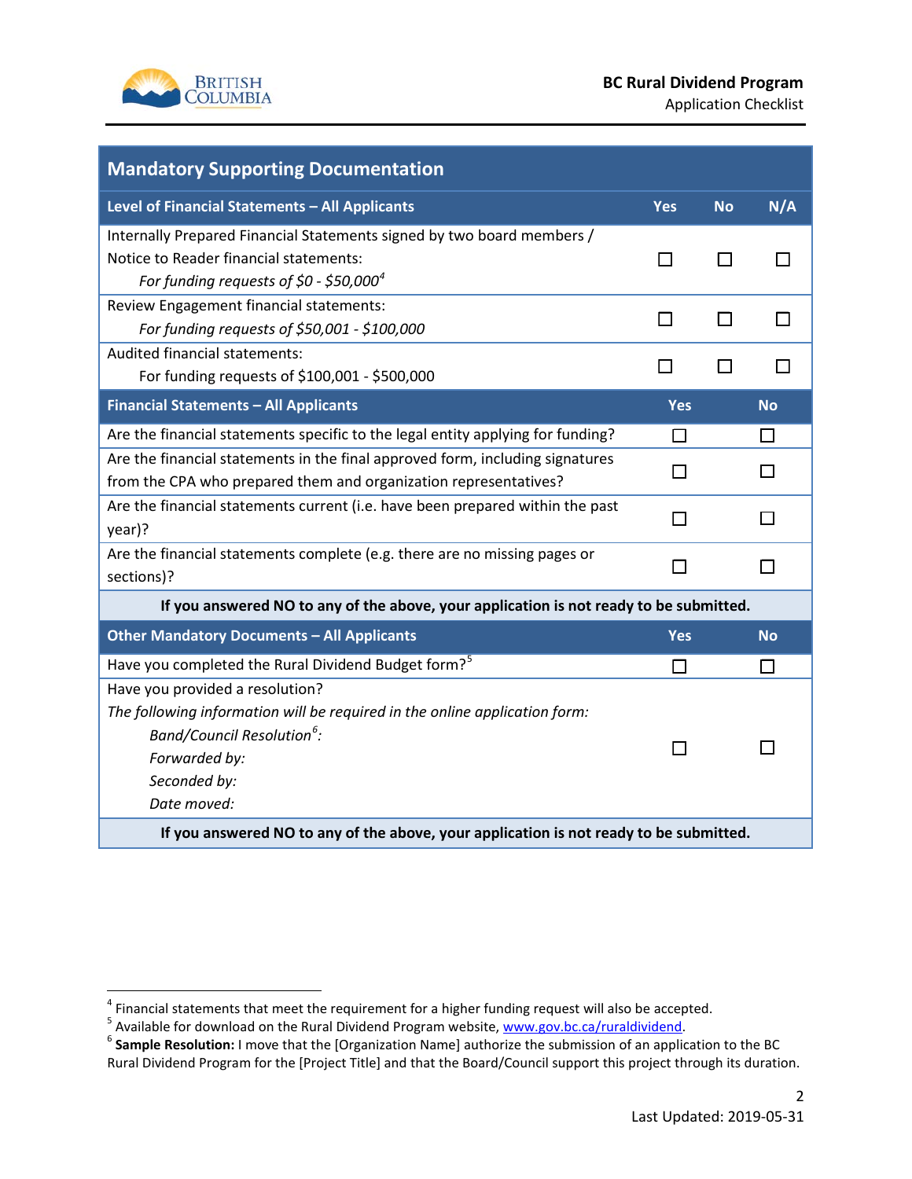## Mandatory Supporting Documentation

| Level of Financial Statements – All Applicants | Yes | No | N/A |
|---|---|---|---|
| Internally Prepared Financial Statements signed by two board members / Notice to Reader financial statements: *For funding requests of $0 - $50,000*[4] | ☐ | ☐ | ☐ |
| Review Engagement financial statements: *For funding requests of $50,001 - $100,000* | ☐ | ☐ | ☐ |
| Audited financial statements: For funding requests of $100,001 - $500,000 | ☐ | ☐ | ☐ |

| Financial Statements – All Applicants | Yes | No |
|---|---|---|
| Are the financial statements specific to the legal entity applying for funding? | ☐ | ☐ |
| Are the financial statements in the final approved form, including signatures from the CPA who prepared them and organization representatives? | ☐ | ☐ |
| Are the financial statements current (i.e. have been prepared within the past year)? | ☐ | ☐ |
| Are the financial statements complete (e.g. there are no missing pages or sections)? | ☐ | ☐ |
| **If you answered NO to any of the above, your application is not ready to be submitted.** | | |

| Other Mandatory Documents – All Applicants | Yes | No |
|---|---|---|
| Have you completed the Rural Dividend Budget form?[5] | ☐ | ☐ |
| Have you provided a resolution? *The following information will be required in the online application form:* *Band/Council Resolution*[6]*:* *Forwarded by:* *Seconded by:* *Date moved:* | ☐ | ☐ |
| **If you answered NO to any of the above, your application is not ready to be submitted.** | | |

[4] Financial statements that meet the requirement for a higher funding request will also be accepted.
[5] Available for download on the Rural Dividend Program website, www.gov.bc.ca/ruraldividend.
[6] **Sample Resolution:** I move that the [Organization Name] authorize the submission of an application to the BC Rural Dividend Program for the [Project Title] and that the Board/Council support this project through its duration.

Last Updated: 2019-05-31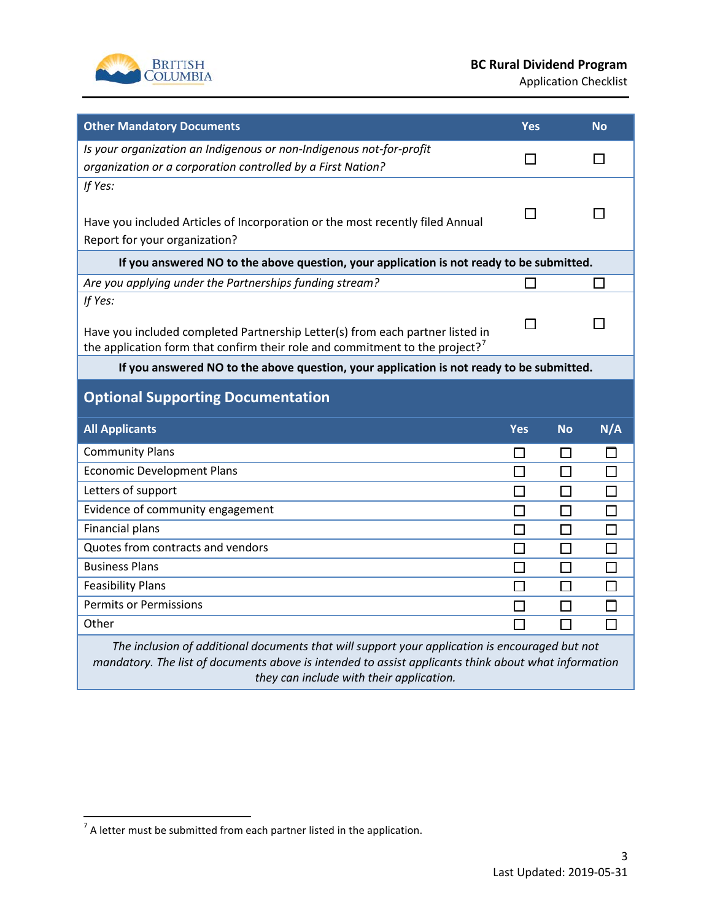| Other Mandatory Documents | Yes | No |
|---|---|---|
| *Is your organization an Indigenous or non-Indigenous not-for-profit organization or a corporation controlled by a First Nation?* | ☐ | ☐ |
| *If Yes:* Have you included Articles of Incorporation or the most recently filed Annual Report for your organization? | ☐ | ☐ |
| **If you answered NO to the above question, your application is not ready to be submitted.** | | |
| *Are you applying under the Partnerships funding stream?* | ☐ | ☐ |
| *If Yes:* Have you included completed Partnership Letter(s) from each partner listed in the application form that confirm their role and commitment to the project?[7] | ☐ | ☐ |
| **If you answered NO to the above question, your application is not ready to be submitted.** | | |

## Optional Supporting Documentation

| All Applicants | Yes | No | N/A |
|---|---|---|---|
| Community Plans | ☐ | ☐ | ☐ |
| Economic Development Plans | ☐ | ☐ | ☐ |
| Letters of support | ☐ | ☐ | ☐ |
| Evidence of community engagement | ☐ | ☐ | ☐ |
| Financial plans | ☐ | ☐ | ☐ |
| Quotes from contracts and vendors | ☐ | ☐ | ☐ |
| Business Plans | ☐ | ☐ | ☐ |
| Feasibility Plans | ☐ | ☐ | ☐ |
| Permits or Permissions | ☐ | ☐ | ☐ |
| Other | ☐ | ☐ | ☐ |

*The inclusion of additional documents that will support your application is encouraged but not mandatory. The list of documents above is intended to assist applicants think about what information they can include with their application.*

[7] A letter must be submitted from each partner listed in the application.

Last Updated: 2019-05-31